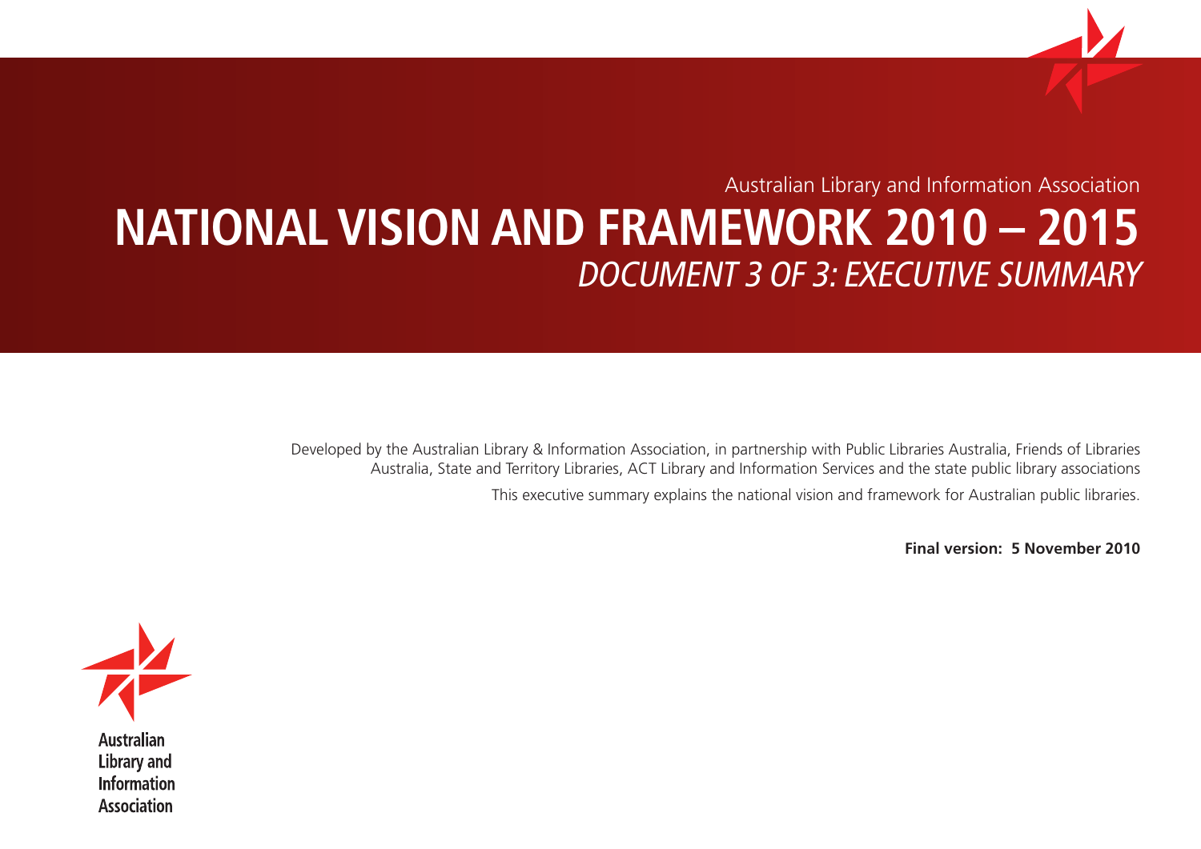Australian Library and Information Association

# NATIONAL VISION AND FRAMEWORK 2010 – 2015

## *DOCUMENT 3 OF 3: EXECUTIVE SUMMARY*

Developed by the Australian Library & Information Association, in partnership with Public Libraries Australia, Friends of Libraries Australia, State and Territory Libraries, ACT Library and Information Services and the state public library associations

This executive summary explains the national vision and framework for Australian public libraries.

**Final version: 5 November 2010**

Australian Library and Information Association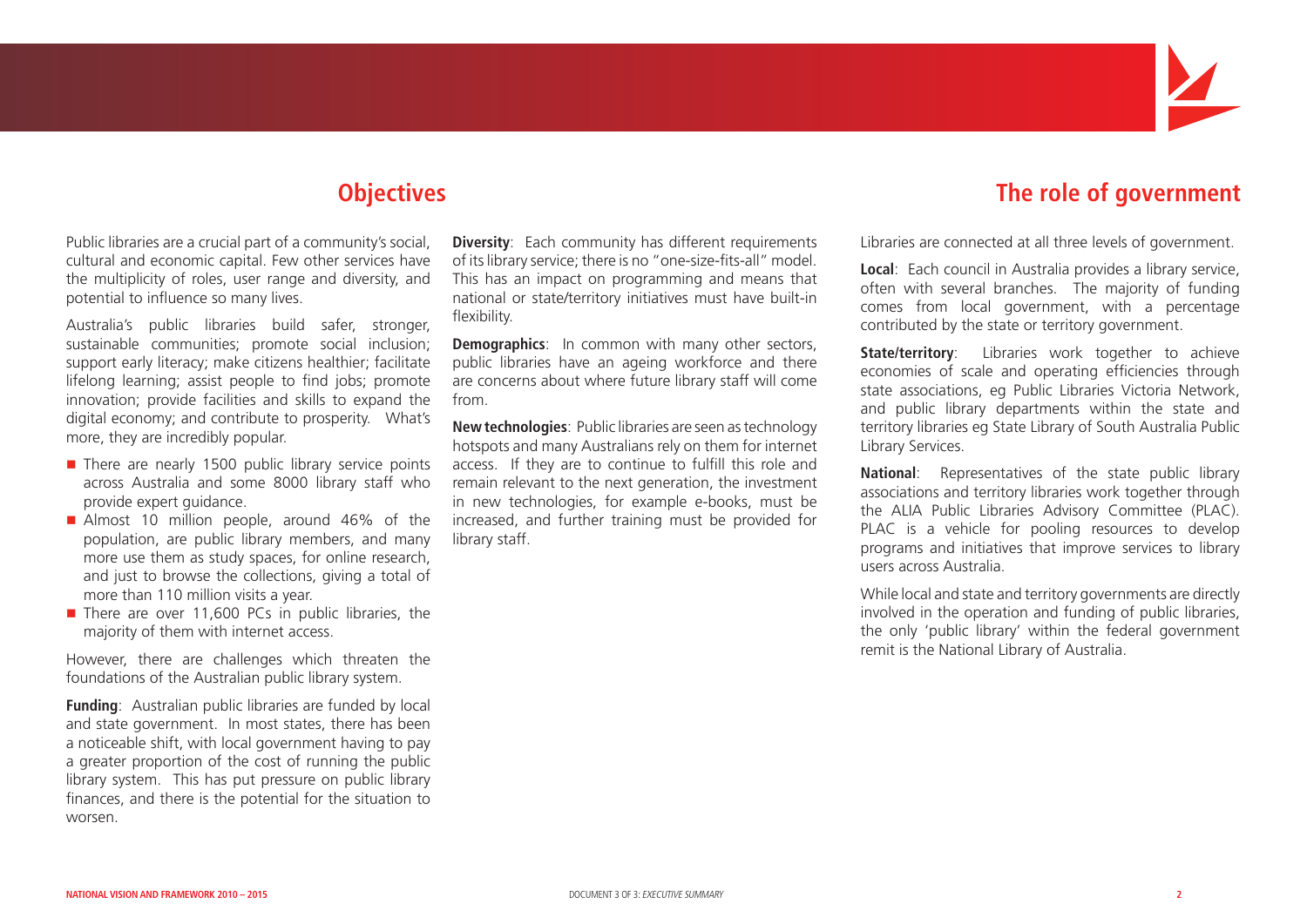## Objectives

Public libraries are a crucial part of a community's social, cultural and economic capital. Few other services have the multiplicity of roles, user range and diversity, and potential to influence so many lives.

Australia's public libraries build safer, stronger, sustainable communities; promote social inclusion; support early literacy; make citizens healthier; facilitate lifelong learning; assist people to find jobs; promote innovation; provide facilities and skills to expand the digital economy; and contribute to prosperity. What's more, they are incredibly popular.

- There are nearly 1500 public library service points across Australia and some 8000 library staff who provide expert guidance.
- Almost 10 million people, around 46% of the population, are public library members, and many more use them as study spaces, for online research, and just to browse the collections, giving a total of more than 110 million visits a year.
- There are over 11,600 PCs in public libraries, the majority of them with internet access.

However, there are challenges which threaten the foundations of the Australian public library system.

**Funding**: Australian public libraries are funded by local and state government. In most states, there has been a noticeable shift, with local government having to pay a greater proportion of the cost of running the public library system. This has put pressure on public library finances, and there is the potential for the situation to worsen.

**Diversity**: Each community has different requirements of its library service; there is no "one-size-fits-all" model. This has an impact on programming and means that national or state/territory initiatives must have built-in flexibility.

**Demographics**: In common with many other sectors, public libraries have an ageing workforce and there are concerns about where future library staff will come from.

**New technologies**: Public libraries are seen as technology hotspots and many Australians rely on them for internet access. If they are to continue to fulfill this role and remain relevant to the next generation, the investment in new technologies, for example e-books, must be increased, and further training must be provided for library staff.

## The role of government

Libraries are connected at all three levels of government.

**Local**: Each council in Australia provides a library service, often with several branches. The majority of funding comes from local government, with a percentage contributed by the state or territory government.

**State/territory**: Libraries work together to achieve economies of scale and operating efficiencies through state associations, eg Public Libraries Victoria Network, and public library departments within the state and territory libraries eg State Library of South Australia Public Library Services.

**National**: Representatives of the state public library associations and territory libraries work together through the ALIA Public Libraries Advisory Committee (PLAC). PLAC is a vehicle for pooling resources to develop programs and initiatives that improve services to library users across Australia.

While local and state and territory governments are directly involved in the operation and funding of public libraries, the only 'public library' within the federal government remit is the National Library of Australia.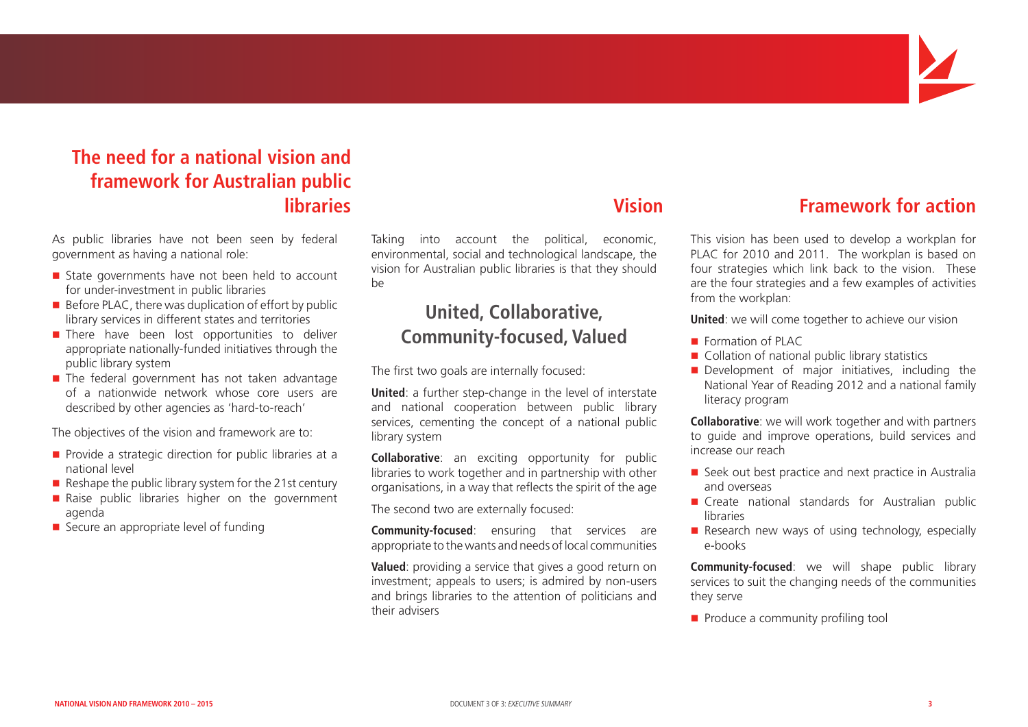## The need for a national vision and framework for Australian public libraries

As public libraries have not been seen by federal government as having a national role:

- State governments have not been held to account for under-investment in public libraries
- Before PLAC, there was duplication of effort by public library services in different states and territories
- There have been lost opportunities to deliver appropriate nationally-funded initiatives through the public library system
- The federal government has not taken advantage of a nationwide network whose core users are described by other agencies as 'hard-to-reach'

The objectives of the vision and framework are to:

- Provide a strategic direction for public libraries at a national level
- Reshape the public library system for the 21st century
- Raise public libraries higher on the government agenda
- Secure an appropriate level of funding

## Vision

Taking into account the political, economic, environmental, social and technological landscape, the vision for Australian public libraries is that they should be

### United, Collaborative, Community-focused, Valued

The first two goals are internally focused:

**United**: a further step-change in the level of interstate and national cooperation between public library services, cementing the concept of a national public library system

**Collaborative**: an exciting opportunity for public libraries to work together and in partnership with other organisations, in a way that reflects the spirit of the age

The second two are externally focused:

**Community-focused**: ensuring that services are appropriate to the wants and needs of local communities

**Valued**: providing a service that gives a good return on investment; appeals to users; is admired by non-users and brings libraries to the attention of politicians and their advisers

## Framework for action

This vision has been used to develop a workplan for PLAC for 2010 and 2011. The workplan is based on four strategies which link back to the vision. These are the four strategies and a few examples of activities from the workplan:

**United**: we will come together to achieve our vision

- Formation of PLAC
- Collation of national public library statistics
- Development of major initiatives, including the National Year of Reading 2012 and a national family literacy program

**Collaborative**: we will work together and with partners to guide and improve operations, build services and increase our reach

- Seek out best practice and next practice in Australia and overseas
- Create national standards for Australian public libraries
- Research new ways of using technology, especially e-books

**Community-focused**: we will shape public library services to suit the changing needs of the communities they serve

- Produce a community profiling tool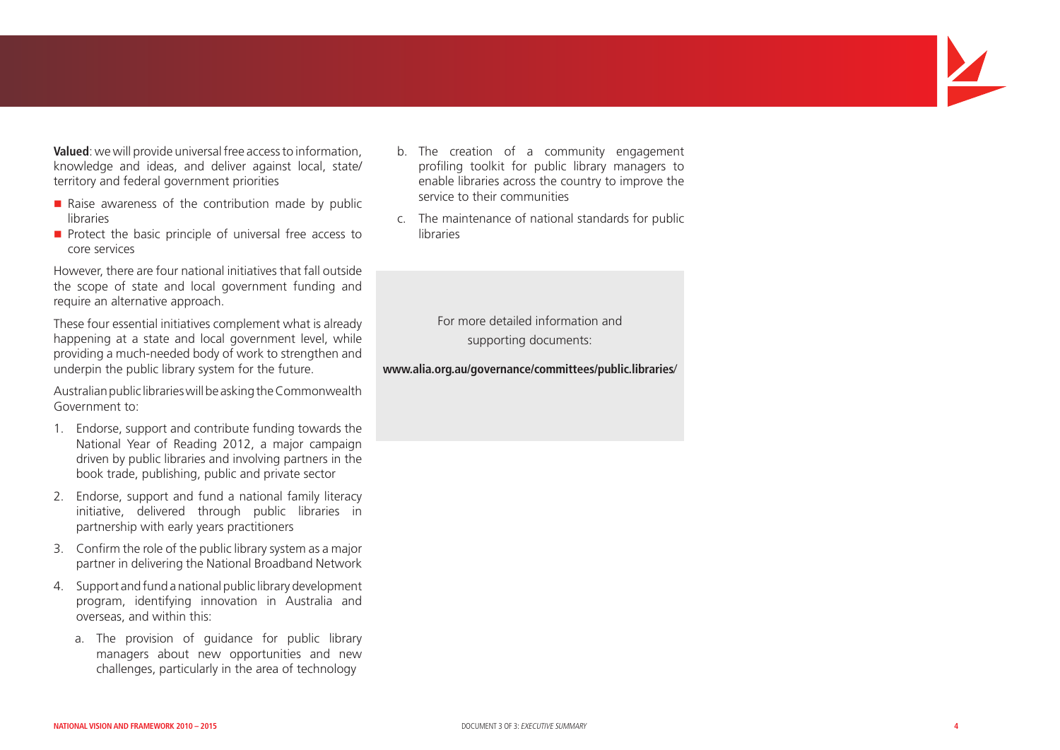**Valued**: we will provide universal free access to information, knowledge and ideas, and deliver against local, state/territory and federal government priorities

- Raise awareness of the contribution made by public libraries
- Protect the basic principle of universal free access to core services

However, there are four national initiatives that fall outside the scope of state and local government funding and require an alternative approach.

These four essential initiatives complement what is already happening at a state and local government level, while providing a much-needed body of work to strengthen and underpin the public library system for the future.

Australian public libraries will be asking the Commonwealth Government to:

1. Endorse, support and contribute funding towards the National Year of Reading 2012, a major campaign driven by public libraries and involving partners in the book trade, publishing, public and private sector
2. Endorse, support and fund a national family literacy initiative, delivered through public libraries in partnership with early years practitioners
3. Confirm the role of the public library system as a major partner in delivering the National Broadband Network
4. Support and fund a national public library development program, identifying innovation in Australia and overseas, and within this:
   a. The provision of guidance for public library managers about new opportunities and new challenges, particularly in the area of technology
   b. The creation of a community engagement profiling toolkit for public library managers to enable libraries across the country to improve the service to their communities
   c. The maintenance of national standards for public libraries

For more detailed information and supporting documents:

**www.alia.org.au/governance/committees/public.libraries/**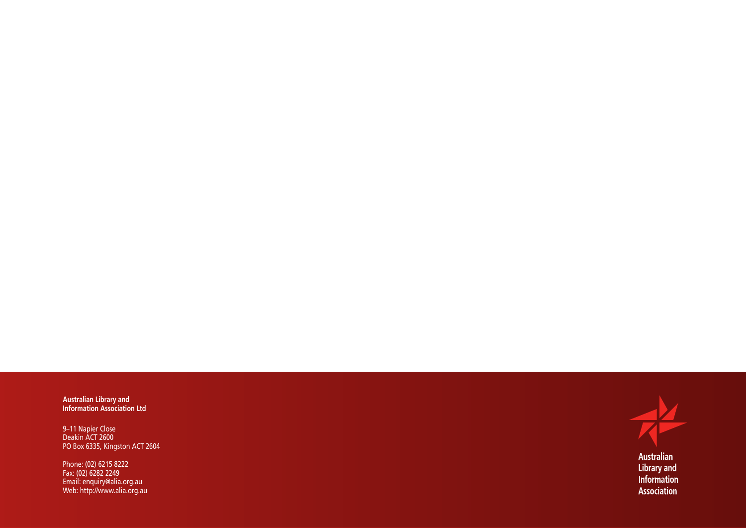**Australian Library and Information Association Ltd**

9–11 Napier Close
Deakin ACT 2600
PO Box 6335, Kingston ACT 2604

Phone: (02) 6215 8222
Fax: (02) 6282 2249
Email: enquiry@alia.org.au
Web: http://www.alia.org.au

**Australian Library and Information Association**